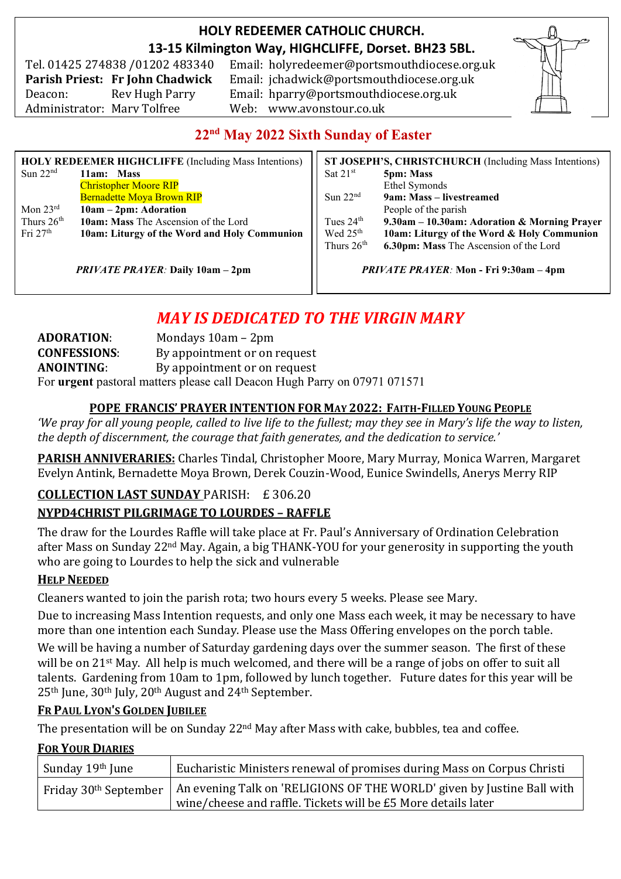# HOLY REDEEMER CATHOLIC CHURCH.

## 13-15 Kilmington Way, HIGHCLIFFE, Dorset. BH23 5BL.

Tel. 01425 274838 /01202 483340 Email: holyredeemer@portsmouthdiocese.org.uk
**Parish Priest: Fr John Chadwick** Email: jchadwick@portsmouthdiocese.org.uk
Deacon: Rev Hugh Parry Email: hparry@portsmouthdiocese.org.uk
Administrator: Mary Tolfree Web: www.avonstour.co.uk

## 22nd May 2022 Sixth Sunday of Easter

**HOLY REDEEMER HIGHCLIFFE** (Including Mass Intentions)

| | |
|---|---|
| Sun 22nd | **11am: Mass** |
| | Christopher Moore RIP |
| | Bernadette Moya Brown RIP |
| Mon 23rd | **10am – 2pm: Adoration** |
| Thurs 26th | **10am: Mass** The Ascension of the Lord |
| Fri 27th | **10am: Liturgy of the Word and Holy Communion** |

***PRIVATE PRAYER:* Daily 10am – 2pm**

**ST JOSEPH'S, CHRISTCHURCH** (Including Mass Intentions)

| | |
|---|---|
| Sat 21st | **5pm: Mass** |
| | Ethel Symonds |
| Sun 22nd | **9am: Mass – livestreamed** |
| | People of the parish |
| Tues 24th | **9.30am – 10.30am: Adoration & Morning Prayer** |
| Wed 25th | **10am: Liturgy of the Word & Holy Communion** |
| Thurs 26th | **6.30pm: Mass** The Ascension of the Lord |

***PRIVATE PRAYER:* Mon - Fri 9:30am – 4pm**

## *MAY IS DEDICATED TO THE VIRGIN MARY*

**ADORATION**: Mondays 10am – 2pm
**CONFESSIONS**: By appointment or on request
**ANOINTING**: By appointment or on request
For **urgent** pastoral matters please call Deacon Hugh Parry on 07971 071571

**POPE FRANCIS' PRAYER INTENTION FOR MAY 2022: FAITH-FILLED YOUNG PEOPLE**

*'We pray for all young people, called to live life to the fullest; may they see in Mary's life the way to listen, the depth of discernment, the courage that faith generates, and the dedication to service.'*

**PARISH ANNIVERARIES:** Charles Tindal, Christopher Moore, Mary Murray, Monica Warren, Margaret Evelyn Antink, Bernadette Moya Brown, Derek Couzin-Wood, Eunice Swindells, Anerys Merry RIP

**COLLECTION LAST SUNDAY** PARISH: £ 306.20

**NYPD4CHRIST PILGRIMAGE TO LOURDES – RAFFLE**

The draw for the Lourdes Raffle will take place at Fr. Paul's Anniversary of Ordination Celebration after Mass on Sunday 22nd May. Again, a big THANK-YOU for your generosity in supporting the youth who are going to Lourdes to help the sick and vulnerable

**HELP NEEDED**

Cleaners wanted to join the parish rota; two hours every 5 weeks. Please see Mary.

Due to increasing Mass Intention requests, and only one Mass each week, it may be necessary to have more than one intention each Sunday. Please use the Mass Offering envelopes on the porch table.

We will be having a number of Saturday gardening days over the summer season. The first of these will be on 21st May. All help is much welcomed, and there will be a range of jobs on offer to suit all talents. Gardening from 10am to 1pm, followed by lunch together. Future dates for this year will be 25th June, 30th July, 20th August and 24th September.

**FR PAUL LYON'S GOLDEN JUBILEE**

The presentation will be on Sunday 22nd May after Mass with cake, bubbles, tea and coffee.

**FOR YOUR DIARIES**

| | |
|---|---|
| Sunday 19th June | Eucharistic Ministers renewal of promises during Mass on Corpus Christi |
| Friday 30th September | An evening Talk on 'RELIGIONS OF THE WORLD' given by Justine Ball with wine/cheese and raffle. Tickets will be £5 More details later |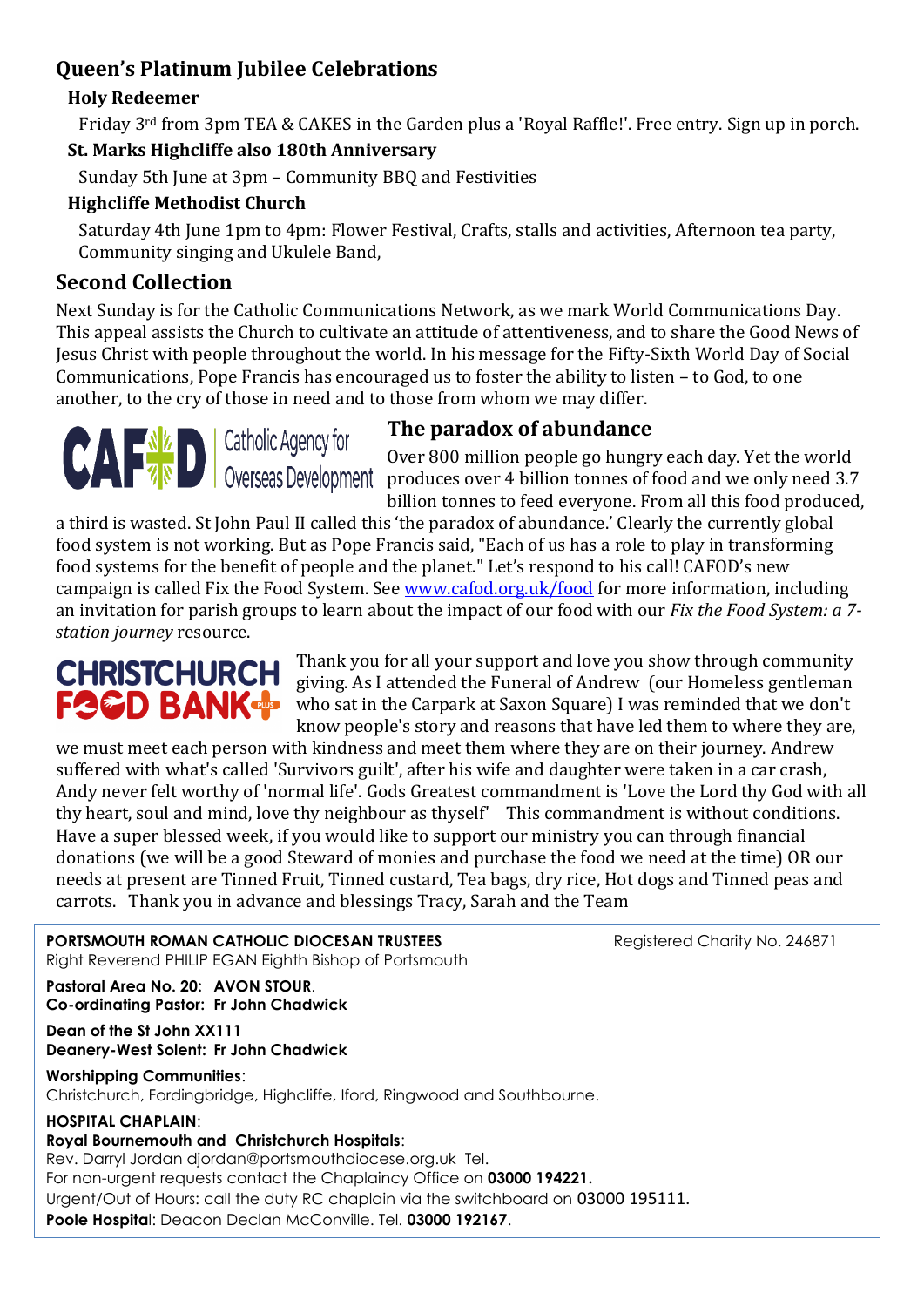## Queen's Platinum Jubilee Celebrations

### Holy Redeemer

Friday 3rd from 3pm TEA & CAKES in the Garden plus a 'Royal Raffle!'. Free entry. Sign up in porch.

### St. Marks Highcliffe also 180th Anniversary

Sunday 5th June at 3pm – Community BBQ and Festivities

### Highcliffe Methodist Church

Saturday 4th June 1pm to 4pm: Flower Festival, Crafts, stalls and activities, Afternoon tea party, Community singing and Ukulele Band,

## Second Collection

Next Sunday is for the Catholic Communications Network, as we mark World Communications Day. This appeal assists the Church to cultivate an attitude of attentiveness, and to share the Good News of Jesus Christ with people throughout the world. In his message for the Fifty-Sixth World Day of Social Communications, Pope Francis has encouraged us to foster the ability to listen – to God, to one another, to the cry of those in need and to those from whom we may differ.

CAFOD Catholic Agency for Overseas Development

## The paradox of abundance

Over 800 million people go hungry each day. Yet the world produces over 4 billion tonnes of food and we only need 3.7 billion tonnes to feed everyone. From all this food produced, a third is wasted. St John Paul II called this 'the paradox of abundance.' Clearly the currently global food system is not working. But as Pope Francis said, "Each of us has a role to play in transforming food systems for the benefit of people and the planet." Let's respond to his call! CAFOD's new campaign is called Fix the Food System. See www.cafod.org.uk/food for more information, including an invitation for parish groups to learn about the impact of our food with our *Fix the Food System: a 7-station journey* resource.

CHRISTCHURCH FOOD BANK PLUS

Thank you for all your support and love you show through community giving. As I attended the Funeral of Andrew (our Homeless gentleman who sat in the Carpark at Saxon Square) I was reminded that we don't know people's story and reasons that have led them to where they are, we must meet each person with kindness and meet them where they are on their journey. Andrew suffered with what's called 'Survivors guilt', after his wife and daughter were taken in a car crash, Andy never felt worthy of 'normal life'. Gods Greatest commandment is 'Love the Lord thy God with all thy heart, soul and mind, love thy neighbour as thyself' This commandment is without conditions. Have a super blessed week, if you would like to support our ministry you can through financial donations (we will be a good Steward of monies and purchase the food we need at the time) OR our needs at present are Tinned Fruit, Tinned custard, Tea bags, dry rice, Hot dogs and Tinned peas and carrots. Thank you in advance and blessings Tracy, Sarah and the Team

---

**PORTSMOUTH ROMAN CATHOLIC DIOCESAN TRUSTEES** Registered Charity No. 246871
Right Reverend PHILIP EGAN Eighth Bishop of Portsmouth

**Pastoral Area No. 20: AVON STOUR**.
**Co-ordinating Pastor: Fr John Chadwick**

**Dean of the St John XX111**
**Deanery-West Solent: Fr John Chadwick**

**Worshipping Communities**:
Christchurch, Fordingbridge, Highcliffe, Iford, Ringwood and Southbourne.

**HOSPITAL CHAPLAIN**:
**Royal Bournemouth and Christchurch Hospitals**:
Rev. Darryl Jordan djordan@portsmouthdiocese.org.uk Tel.
For non-urgent requests contact the Chaplaincy Office on **03000 194221.**
Urgent/Out of Hours: call the duty RC chaplain via the switchboard on 03000 195111.
**Poole Hospita**l: Deacon Declan McConville. Tel. **03000 192167**.